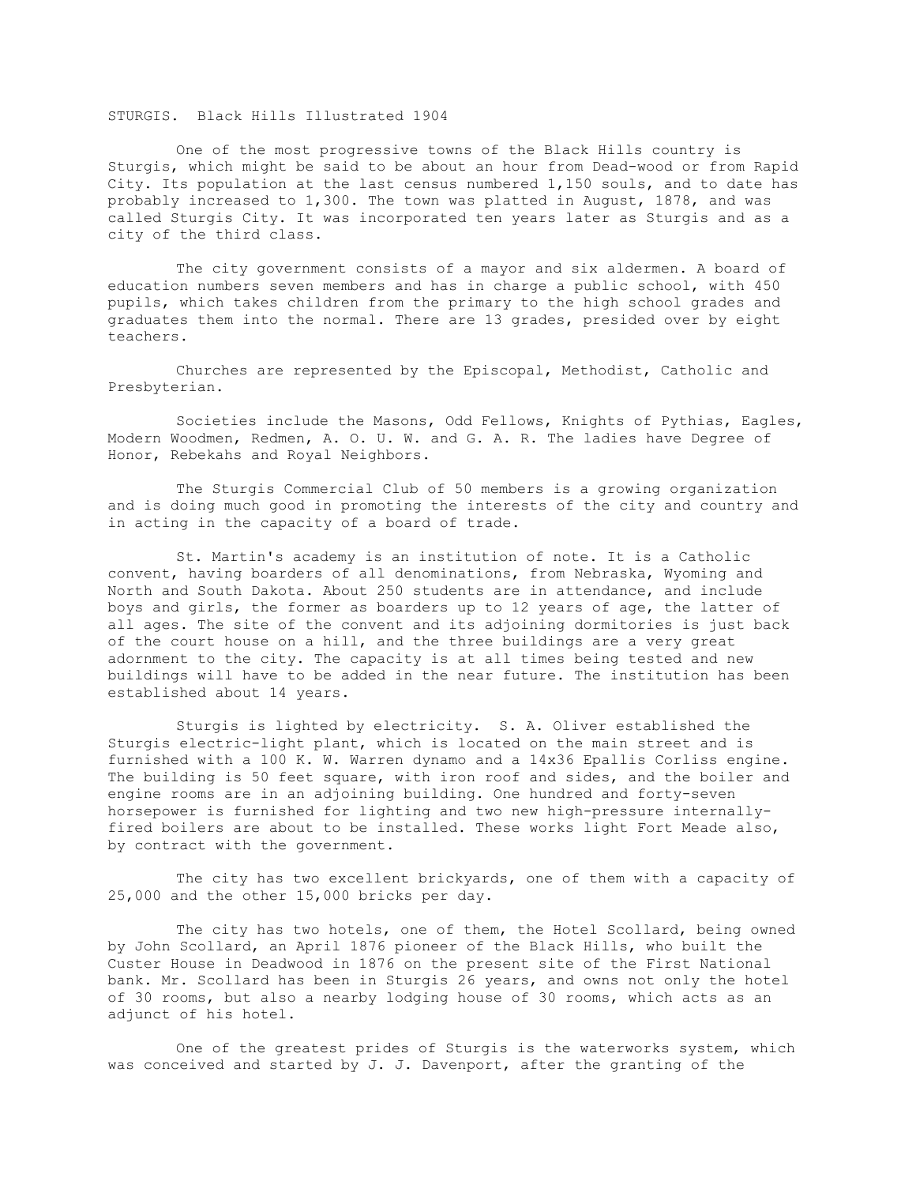STURGIS. Black Hills Illustrated 1904

One of the most progressive towns of the Black Hills country is Sturgis, which might be said to be about an hour from Dead-wood or from Rapid City. Its population at the last census numbered 1,150 souls, and to date has probably increased to 1,300. The town was platted in August, 1878, and was called Sturgis City. It was incorporated ten years later as Sturgis and as a city of the third class.

The city government consists of a mayor and six aldermen. A board of education numbers seven members and has in charge a public school, with 450 pupils, which takes children from the primary to the high school grades and graduates them into the normal. There are 13 grades, presided over by eight teachers.

Churches are represented by the Episcopal, Methodist, Catholic and Presbyterian.

Societies include the Masons, Odd Fellows, Knights of Pythias, Eagles, Modern Woodmen, Redmen, A. O. U. W. and G. A. R. The ladies have Degree of Honor, Rebekahs and Royal Neighbors.

The Sturgis Commercial Club of 50 members is a growing organization and is doing much good in promoting the interests of the city and country and in acting in the capacity of a board of trade.

St. Martin's academy is an institution of note. It is a Catholic convent, having boarders of all denominations, from Nebraska, Wyoming and North and South Dakota. About 250 students are in attendance, and include boys and girls, the former as boarders up to 12 years of age, the latter of all ages. The site of the convent and its adjoining dormitories is just back of the court house on a hill, and the three buildings are a very great adornment to the city. The capacity is at all times being tested and new buildings will have to be added in the near future. The institution has been established about 14 years.

Sturgis is lighted by electricity. S. A. Oliver established the Sturgis electric-light plant, which is located on the main street and is furnished with a 100 K. W. Warren dynamo and a 14x36 Epallis Corliss engine. The building is 50 feet square, with iron roof and sides, and the boiler and engine rooms are in an adjoining building. One hundred and forty-seven horsepower is furnished for lighting and two new high-pressure internally-fired boilers are about to be installed. These works light Fort Meade also, by contract with the government.

The city has two excellent brickyards, one of them with a capacity of 25,000 and the other 15,000 bricks per day.

The city has two hotels, one of them, the Hotel Scollard, being owned by John Scollard, an April 1876 pioneer of the Black Hills, who built the Custer House in Deadwood in 1876 on the present site of the First National bank. Mr. Scollard has been in Sturgis 26 years, and owns not only the hotel of 30 rooms, but also a nearby lodging house of 30 rooms, which acts as an adjunct of his hotel.

One of the greatest prides of Sturgis is the waterworks system, which was conceived and started by J. J. Davenport, after the granting of the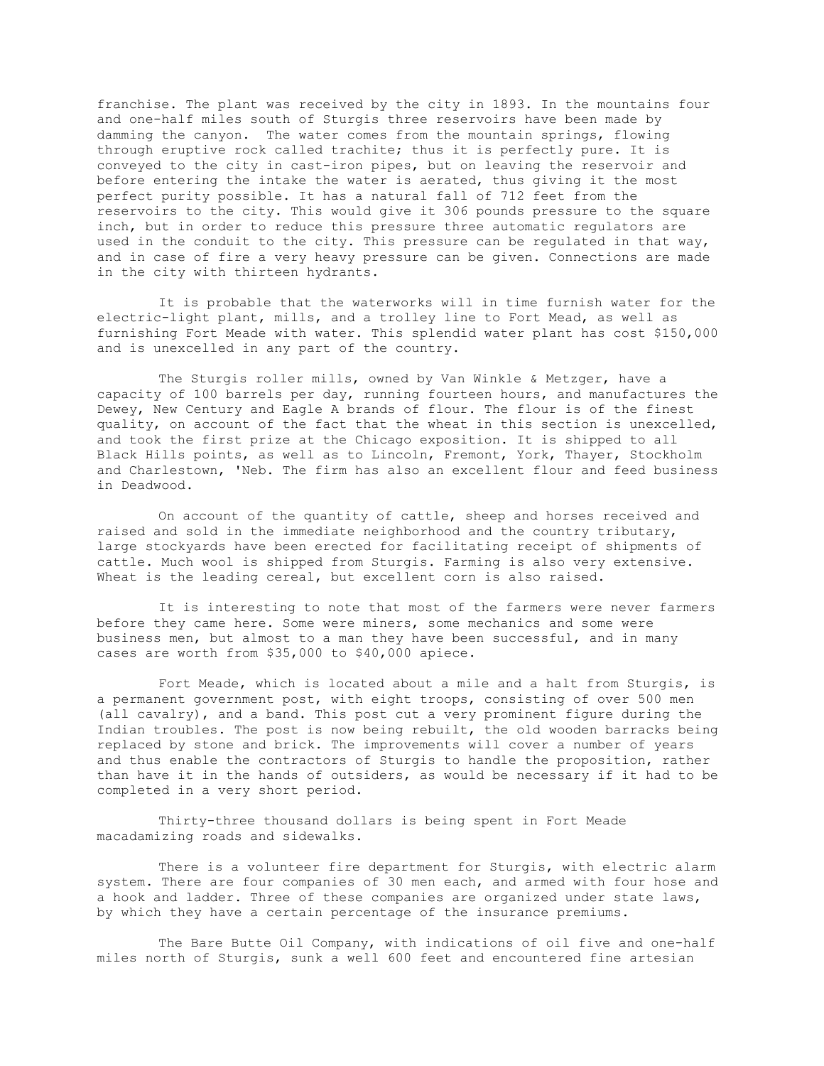franchise. The plant was received by the city in 1893. In the mountains four and one-half miles south of Sturgis three reservoirs have been made by damming the canyon. The water comes from the mountain springs, flowing through eruptive rock called trachite; thus it is perfectly pure. It is conveyed to the city in cast-iron pipes, but on leaving the reservoir and before entering the intake the water is aerated, thus giving it the most perfect purity possible. It has a natural fall of 712 feet from the reservoirs to the city. This would give it 306 pounds pressure to the square inch, but in order to reduce this pressure three automatic regulators are used in the conduit to the city. This pressure can be regulated in that way, and in case of fire a very heavy pressure can be given. Connections are made in the city with thirteen hydrants.

It is probable that the waterworks will in time furnish water for the electric-light plant, mills, and a trolley line to Fort Mead, as well as furnishing Fort Meade with water. This splendid water plant has cost $150,000 and is unexcelled in any part of the country.

The Sturgis roller mills, owned by Van Winkle & Metzger, have a capacity of 100 barrels per day, running fourteen hours, and manufactures the Dewey, New Century and Eagle A brands of flour. The flour is of the finest quality, on account of the fact that the wheat in this section is unexcelled, and took the first prize at the Chicago exposition. It is shipped to all Black Hills points, as well as to Lincoln, Fremont, York, Thayer, Stockholm and Charlestown, 'Neb. The firm has also an excellent flour and feed business in Deadwood.

On account of the quantity of cattle, sheep and horses received and raised and sold in the immediate neighborhood and the country tributary, large stockyards have been erected for facilitating receipt of shipments of cattle. Much wool is shipped from Sturgis. Farming is also very extensive. Wheat is the leading cereal, but excellent corn is also raised.

It is interesting to note that most of the farmers were never farmers before they came here. Some were miners, some mechanics and some were business men, but almost to a man they have been successful, and in many cases are worth from $35,000 to $40,000 apiece.

Fort Meade, which is located about a mile and a halt from Sturgis, is a permanent government post, with eight troops, consisting of over 500 men (all cavalry), and a band. This post cut a very prominent figure during the Indian troubles. The post is now being rebuilt, the old wooden barracks being replaced by stone and brick. The improvements will cover a number of years and thus enable the contractors of Sturgis to handle the proposition, rather than have it in the hands of outsiders, as would be necessary if it had to be completed in a very short period.

Thirty-three thousand dollars is being spent in Fort Meade macadamizing roads and sidewalks.

There is a volunteer fire department for Sturgis, with electric alarm system. There are four companies of 30 men each, and armed with four hose and a hook and ladder. Three of these companies are organized under state laws, by which they have a certain percentage of the insurance premiums.

The Bare Butte Oil Company, with indications of oil five and one-half miles north of Sturgis, sunk a well 600 feet and encountered fine artesian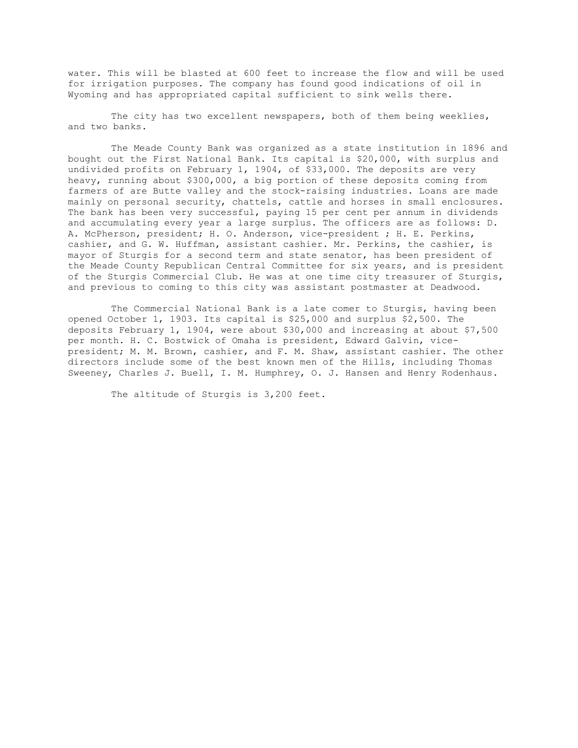water. This will be blasted at 600 feet to increase the flow and will be used for irrigation purposes. The company has found good indications of oil in Wyoming and has appropriated capital sufficient to sink wells there.

The city has two excellent newspapers, both of them being weeklies, and two banks.

The Meade County Bank was organized as a state institution in 1896 and bought out the First National Bank. Its capital is $20,000, with surplus and undivided profits on February 1, 1904, of $33,000. The deposits are very heavy, running about $300,000, a big portion of these deposits coming from farmers of are Butte valley and the stock-raising industries. Loans are made mainly on personal security, chattels, cattle and horses in small enclosures. The bank has been very successful, paying 15 per cent per annum in dividends and accumulating every year a large surplus. The officers are as follows: D. A. McPherson, president; H. O. Anderson, vice-president ; H. E. Perkins, cashier, and G. W. Huffman, assistant cashier. Mr. Perkins, the cashier, is mayor of Sturgis for a second term and state senator, has been president of the Meade County Republican Central Committee for six years, and is president of the Sturgis Commercial Club. He was at one time city treasurer of Sturgis, and previous to coming to this city was assistant postmaster at Deadwood.

The Commercial National Bank is a late comer to Sturgis, having been opened October 1, 1903. Its capital is $25,000 and surplus $2,500. The deposits February 1, 1904, were about $30,000 and increasing at about $7,500 per month. H. C. Bostwick of Omaha is president, Edward Galvin, vice-president; M. M. Brown, cashier, and F. M. Shaw, assistant cashier. The other directors include some of the best known men of the Hills, including Thomas Sweeney, Charles J. Buell, I. M. Humphrey, O. J. Hansen and Henry Rodenhaus.

The altitude of Sturgis is 3,200 feet.